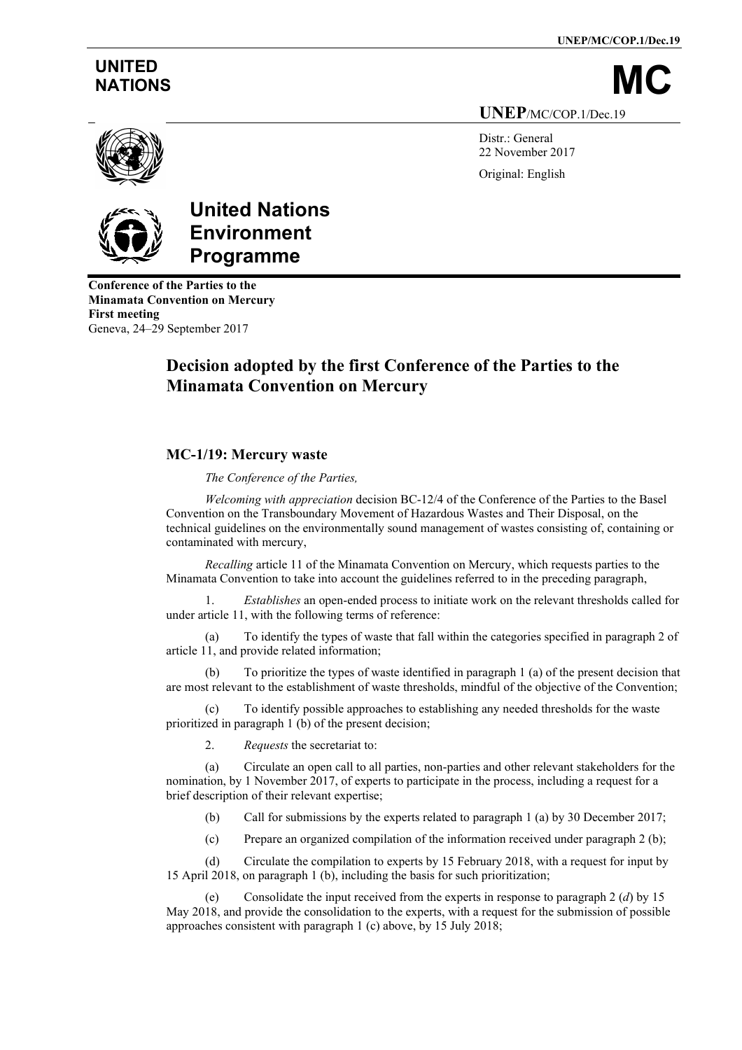UNITED NATIONS

# MC

UNEP/MC/COP.1/Dec.19

Distr.: General
22 November 2017

Original: English

## United Nations Environment Programme

**Conference of the Parties to the Minamata Convention on Mercury**
**First meeting**
Geneva, 24–29 September 2017

# Decision adopted by the first Conference of the Parties to the Minamata Convention on Mercury

## MC-1/19: Mercury waste

*The Conference of the Parties,*

*Welcoming with appreciation* decision BC-12/4 of the Conference of the Parties to the Basel Convention on the Transboundary Movement of Hazardous Wastes and Their Disposal, on the technical guidelines on the environmentally sound management of wastes consisting of, containing or contaminated with mercury,

*Recalling* article 11 of the Minamata Convention on Mercury, which requests parties to the Minamata Convention to take into account the guidelines referred to in the preceding paragraph,

1. *Establishes* an open-ended process to initiate work on the relevant thresholds called for under article 11, with the following terms of reference:

(a) To identify the types of waste that fall within the categories specified in paragraph 2 of article 11, and provide related information;

(b) To prioritize the types of waste identified in paragraph 1 (a) of the present decision that are most relevant to the establishment of waste thresholds, mindful of the objective of the Convention;

(c) To identify possible approaches to establishing any needed thresholds for the waste prioritized in paragraph 1 (b) of the present decision;

2. *Requests* the secretariat to:

(a) Circulate an open call to all parties, non-parties and other relevant stakeholders for the nomination, by 1 November 2017, of experts to participate in the process, including a request for a brief description of their relevant expertise;

(b) Call for submissions by the experts related to paragraph 1 (a) by 30 December 2017;

(c) Prepare an organized compilation of the information received under paragraph 2 (b);

(d) Circulate the compilation to experts by 15 February 2018, with a request for input by 15 April 2018, on paragraph 1 (b), including the basis for such prioritization;

(e) Consolidate the input received from the experts in response to paragraph 2 (*d*) by 15 May 2018, and provide the consolidation to the experts, with a request for the submission of possible approaches consistent with paragraph 1 (c) above, by 15 July 2018;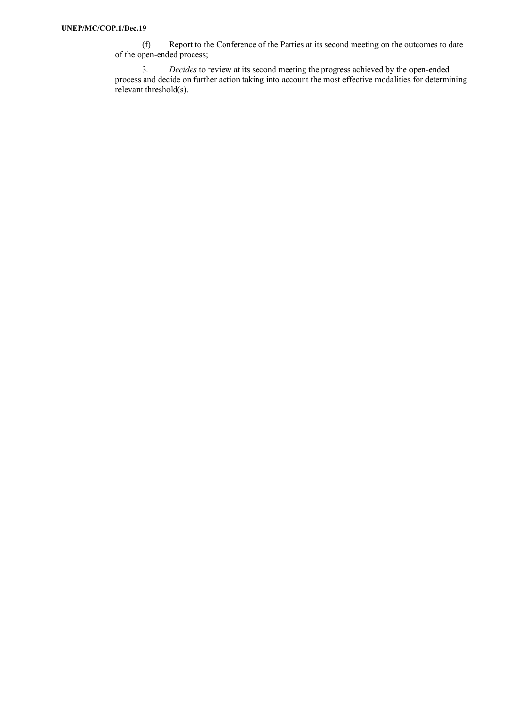(f) Report to the Conference of the Parties at its second meeting on the outcomes to date of the open-ended process;

3. *Decides* to review at its second meeting the progress achieved by the open-ended process and decide on further action taking into account the most effective modalities for determining relevant threshold(s).